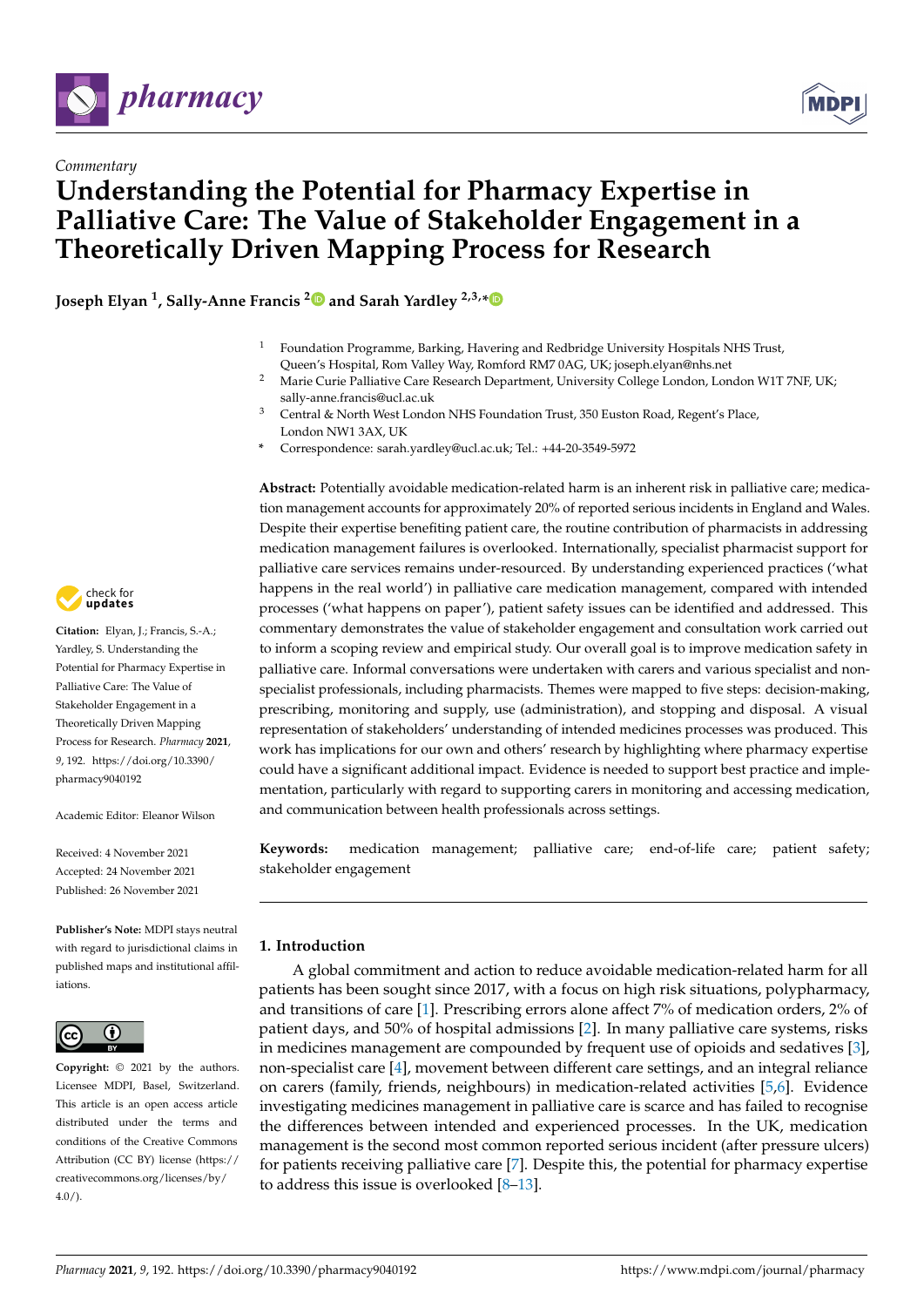*Commentary*

# Understanding the Potential for Pharmacy Expertise in Palliative Care: The Value of Stakeholder Engagement in a Theoretically Driven Mapping Process for Research

**Joseph Elyan [1], Sally-Anne Francis [2] and Sarah Yardley [2,3,*]**

[1] Foundation Programme, Barking, Havering and Redbridge University Hospitals NHS Trust, Queen's Hospital, Rom Valley Way, Romford RM7 0AG, UK; joseph.elyan@nhs.net

[2] Marie Curie Palliative Care Research Department, University College London, London W1T 7NF, UK; sally-anne.francis@ucl.ac.uk

[3] Central & North West London NHS Foundation Trust, 350 Euston Road, Regent's Place, London NW1 3AX, UK

[*] Correspondence: sarah.yardley@ucl.ac.uk; Tel.: +44-20-3549-5972

**Citation:** Elyan, J.; Francis, S.-A.; Yardley, S. Understanding the Potential for Pharmacy Expertise in Palliative Care: The Value of Stakeholder Engagement in a Theoretically Driven Mapping Process for Research. *Pharmacy* **2021**, *9*, 192. https://doi.org/10.3390/pharmacy9040192

Academic Editor: Eleanor Wilson

Received: 4 November 2021
Accepted: 24 November 2021
Published: 26 November 2021

**Publisher's Note:** MDPI stays neutral with regard to jurisdictional claims in published maps and institutional affiliations.

**Copyright:** © 2021 by the authors. Licensee MDPI, Basel, Switzerland. This article is an open access article distributed under the terms and conditions of the Creative Commons Attribution (CC BY) license (https://creativecommons.org/licenses/by/4.0/).

**Abstract:** Potentially avoidable medication-related harm is an inherent risk in palliative care; medication management accounts for approximately 20% of reported serious incidents in England and Wales. Despite their expertise benefiting patient care, the routine contribution of pharmacists in addressing medication management failures is overlooked. Internationally, specialist pharmacist support for palliative care services remains under-resourced. By understanding experienced practices ('what happens in the real world') in palliative care medication management, compared with intended processes ('what happens on paper'), patient safety issues can be identified and addressed. This commentary demonstrates the value of stakeholder engagement and consultation work carried out to inform a scoping review and empirical study. Our overall goal is to improve medication safety in palliative care. Informal conversations were undertaken with carers and various specialist and non-specialist professionals, including pharmacists. Themes were mapped to five steps: decision-making, prescribing, monitoring and supply, use (administration), and stopping and disposal. A visual representation of stakeholders' understanding of intended medicines processes was produced. This work has implications for our own and others' research by highlighting where pharmacy expertise could have a significant additional impact. Evidence is needed to support best practice and implementation, particularly with regard to supporting carers in monitoring and accessing medication, and communication between health professionals across settings.

**Keywords:** medication management; palliative care; end-of-life care; patient safety; stakeholder engagement

## 1. Introduction

A global commitment and action to reduce avoidable medication-related harm for all patients has been sought since 2017, with a focus on high risk situations, polypharmacy, and transitions of care [1]. Prescribing errors alone affect 7% of medication orders, 2% of patient days, and 50% of hospital admissions [2]. In many palliative care systems, risks in medicines management are compounded by frequent use of opioids and sedatives [3], non-specialist care [4], movement between different care settings, and an integral reliance on carers (family, friends, neighbours) in medication-related activities [5,6]. Evidence investigating medicines management in palliative care is scarce and has failed to recognise the differences between intended and experienced processes. In the UK, medication management is the second most common reported serious incident (after pressure ulcers) for patients receiving palliative care [7]. Despite this, the potential for pharmacy expertise to address this issue is overlooked [8–13].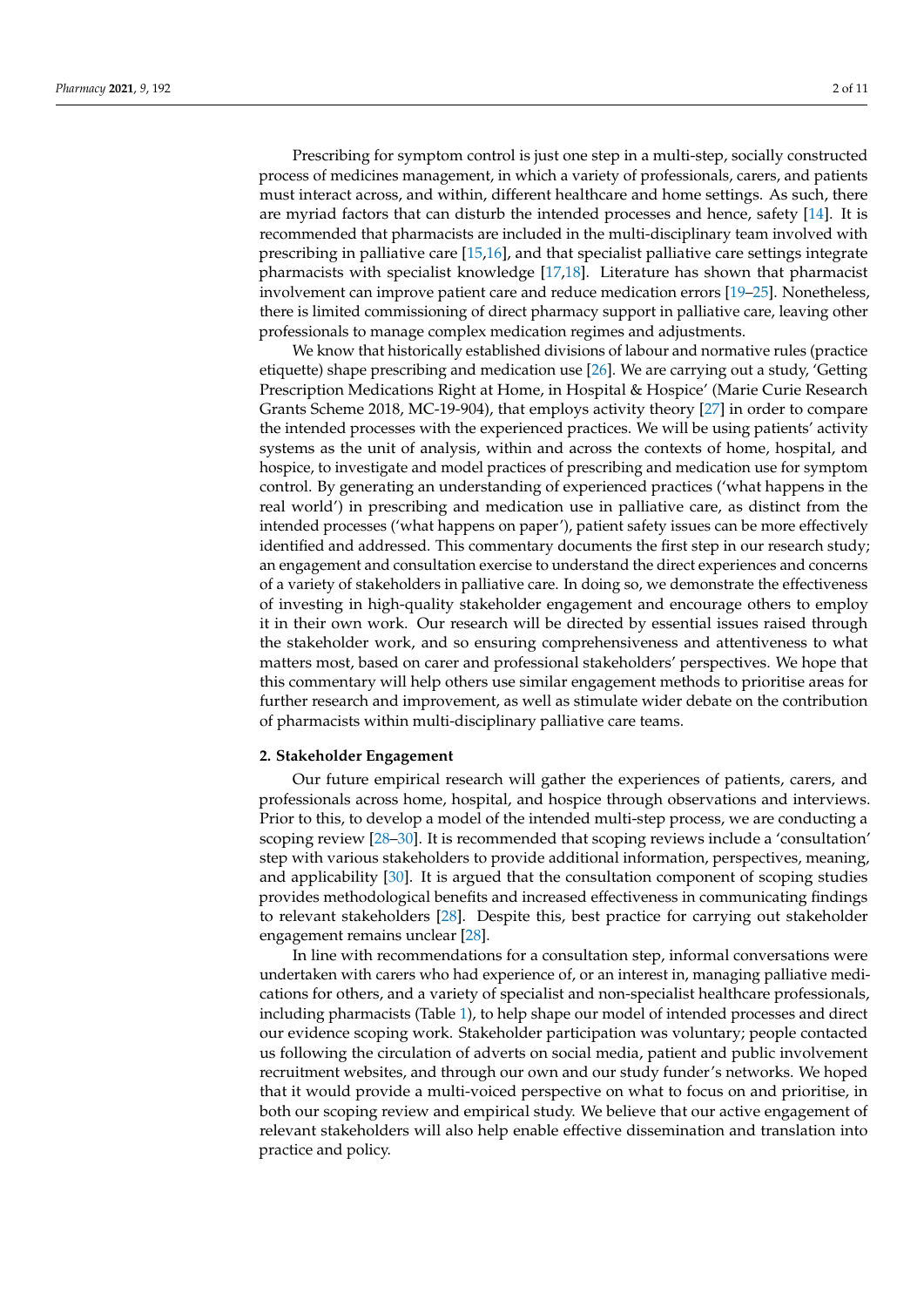Prescribing for symptom control is just one step in a multi-step, socially constructed process of medicines management, in which a variety of professionals, carers, and patients must interact across, and within, different healthcare and home settings. As such, there are myriad factors that can disturb the intended processes and hence, safety [14]. It is recommended that pharmacists are included in the multi-disciplinary team involved with prescribing in palliative care [15,16], and that specialist palliative care settings integrate pharmacists with specialist knowledge [17,18]. Literature has shown that pharmacist involvement can improve patient care and reduce medication errors [19–25]. Nonetheless, there is limited commissioning of direct pharmacy support in palliative care, leaving other professionals to manage complex medication regimes and adjustments.

We know that historically established divisions of labour and normative rules (practice etiquette) shape prescribing and medication use [26]. We are carrying out a study, 'Getting Prescription Medications Right at Home, in Hospital & Hospice' (Marie Curie Research Grants Scheme 2018, MC-19-904), that employs activity theory [27] in order to compare the intended processes with the experienced practices. We will be using patients' activity systems as the unit of analysis, within and across the contexts of home, hospital, and hospice, to investigate and model practices of prescribing and medication use for symptom control. By generating an understanding of experienced practices ('what happens in the real world') in prescribing and medication use in palliative care, as distinct from the intended processes ('what happens on paper'), patient safety issues can be more effectively identified and addressed. This commentary documents the first step in our research study; an engagement and consultation exercise to understand the direct experiences and concerns of a variety of stakeholders in palliative care. In doing so, we demonstrate the effectiveness of investing in high-quality stakeholder engagement and encourage others to employ it in their own work. Our research will be directed by essential issues raised through the stakeholder work, and so ensuring comprehensiveness and attentiveness to what matters most, based on carer and professional stakeholders' perspectives. We hope that this commentary will help others use similar engagement methods to prioritise areas for further research and improvement, as well as stimulate wider debate on the contribution of pharmacists within multi-disciplinary palliative care teams.

## 2. Stakeholder Engagement

Our future empirical research will gather the experiences of patients, carers, and professionals across home, hospital, and hospice through observations and interviews. Prior to this, to develop a model of the intended multi-step process, we are conducting a scoping review [28–30]. It is recommended that scoping reviews include a 'consultation' step with various stakeholders to provide additional information, perspectives, meaning, and applicability [30]. It is argued that the consultation component of scoping studies provides methodological benefits and increased effectiveness in communicating findings to relevant stakeholders [28]. Despite this, best practice for carrying out stakeholder engagement remains unclear [28].

In line with recommendations for a consultation step, informal conversations were undertaken with carers who had experience of, or an interest in, managing palliative medications for others, and a variety of specialist and non-specialist healthcare professionals, including pharmacists (Table 1), to help shape our model of intended processes and direct our evidence scoping work. Stakeholder participation was voluntary; people contacted us following the circulation of adverts on social media, patient and public involvement recruitment websites, and through our own and our study funder's networks. We hoped that it would provide a multi-voiced perspective on what to focus on and prioritise, in both our scoping review and empirical study. We believe that our active engagement of relevant stakeholders will also help enable effective dissemination and translation into practice and policy.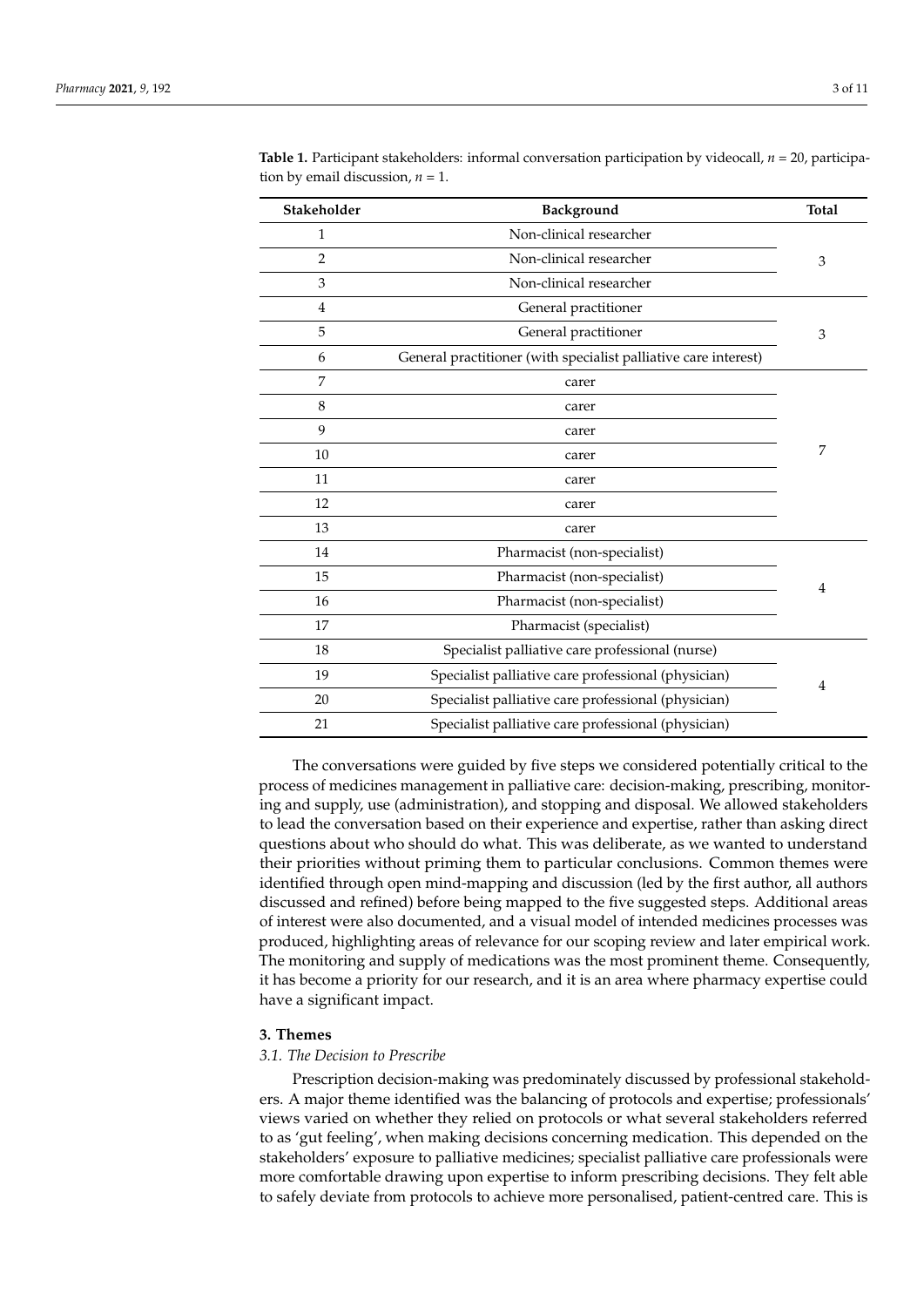**Table 1.** Participant stakeholders: informal conversation participation by videocall, $n = 20$, participation by email discussion, $n = 1$.

| Stakeholder | Background | Total |
|---|---|---|
| 1 | Non-clinical researcher | |
| 2 | Non-clinical researcher | 3 |
| 3 | Non-clinical researcher | |
| 4 | General practitioner | |
| 5 | General practitioner | 3 |
| 6 | General practitioner (with specialist palliative care interest) | |
| 7 | carer | |
| 8 | carer | |
| 9 | carer | |
| 10 | carer | 7 |
| 11 | carer | |
| 12 | carer | |
| 13 | carer | |
| 14 | Pharmacist (non-specialist) | |
| 15 | Pharmacist (non-specialist) | 4 |
| 16 | Pharmacist (non-specialist) | |
| 17 | Pharmacist (specialist) | |
| 18 | Specialist palliative care professional (nurse) | |
| 19 | Specialist palliative care professional (physician) | 4 |
| 20 | Specialist palliative care professional (physician) | |
| 21 | Specialist palliative care professional (physician) | |

The conversations were guided by five steps we considered potentially critical to the process of medicines management in palliative care: decision-making, prescribing, monitoring and supply, use (administration), and stopping and disposal. We allowed stakeholders to lead the conversation based on their experience and expertise, rather than asking direct questions about who should do what. This was deliberate, as we wanted to understand their priorities without priming them to particular conclusions. Common themes were identified through open mind-mapping and discussion (led by the first author, all authors discussed and refined) before being mapped to the five suggested steps. Additional areas of interest were also documented, and a visual model of intended medicines processes was produced, highlighting areas of relevance for our scoping review and later empirical work. The monitoring and supply of medications was the most prominent theme. Consequently, it has become a priority for our research, and it is an area where pharmacy expertise could have a significant impact.

## 3. Themes

### *3.1. The Decision to Prescribe*

Prescription decision-making was predominately discussed by professional stakeholders. A major theme identified was the balancing of protocols and expertise; professionals' views varied on whether they relied on protocols or what several stakeholders referred to as 'gut feeling', when making decisions concerning medication. This depended on the stakeholders' exposure to palliative medicines; specialist palliative care professionals were more comfortable drawing upon expertise to inform prescribing decisions. They felt able to safely deviate from protocols to achieve more personalised, patient-centred care. This is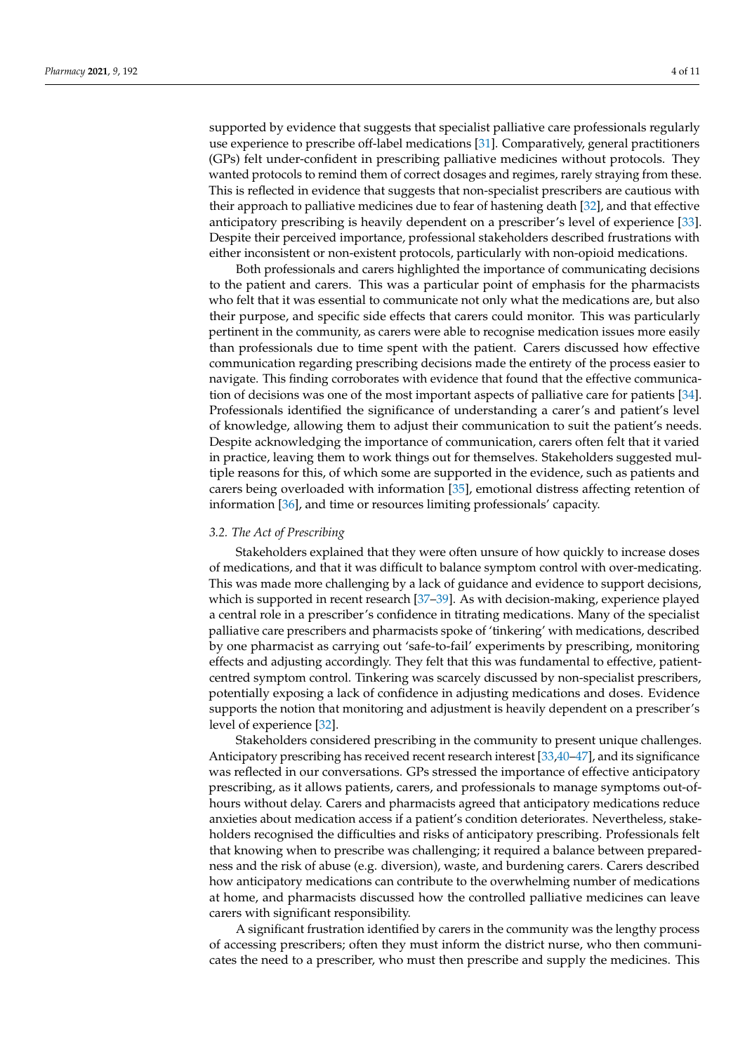supported by evidence that suggests that specialist palliative care professionals regularly use experience to prescribe off-label medications [31]. Comparatively, general practitioners (GPs) felt under-confident in prescribing palliative medicines without protocols. They wanted protocols to remind them of correct dosages and regimes, rarely straying from these. This is reflected in evidence that suggests that non-specialist prescribers are cautious with their approach to palliative medicines due to fear of hastening death [32], and that effective anticipatory prescribing is heavily dependent on a prescriber's level of experience [33]. Despite their perceived importance, professional stakeholders described frustrations with either inconsistent or non-existent protocols, particularly with non-opioid medications.

Both professionals and carers highlighted the importance of communicating decisions to the patient and carers. This was a particular point of emphasis for the pharmacists who felt that it was essential to communicate not only what the medications are, but also their purpose, and specific side effects that carers could monitor. This was particularly pertinent in the community, as carers were able to recognise medication issues more easily than professionals due to time spent with the patient. Carers discussed how effective communication regarding prescribing decisions made the entirety of the process easier to navigate. This finding corroborates with evidence that found that the effective communication of decisions was one of the most important aspects of palliative care for patients [34]. Professionals identified the significance of understanding a carer's and patient's level of knowledge, allowing them to adjust their communication to suit the patient's needs. Despite acknowledging the importance of communication, carers often felt that it varied in practice, leaving them to work things out for themselves. Stakeholders suggested multiple reasons for this, of which some are supported in the evidence, such as patients and carers being overloaded with information [35], emotional distress affecting retention of information [36], and time or resources limiting professionals' capacity.

### 3.2. The Act of Prescribing

Stakeholders explained that they were often unsure of how quickly to increase doses of medications, and that it was difficult to balance symptom control with over-medicating. This was made more challenging by a lack of guidance and evidence to support decisions, which is supported in recent research [37–39]. As with decision-making, experience played a central role in a prescriber's confidence in titrating medications. Many of the specialist palliative care prescribers and pharmacists spoke of 'tinkering' with medications, described by one pharmacist as carrying out 'safe-to-fail' experiments by prescribing, monitoring effects and adjusting accordingly. They felt that this was fundamental to effective, patient-centred symptom control. Tinkering was scarcely discussed by non-specialist prescribers, potentially exposing a lack of confidence in adjusting medications and doses. Evidence supports the notion that monitoring and adjustment is heavily dependent on a prescriber's level of experience [32].

Stakeholders considered prescribing in the community to present unique challenges. Anticipatory prescribing has received recent research interest [33,40–47], and its significance was reflected in our conversations. GPs stressed the importance of effective anticipatory prescribing, as it allows patients, carers, and professionals to manage symptoms out-of-hours without delay. Carers and pharmacists agreed that anticipatory medications reduce anxieties about medication access if a patient's condition deteriorates. Nevertheless, stakeholders recognised the difficulties and risks of anticipatory prescribing. Professionals felt that knowing when to prescribe was challenging; it required a balance between preparedness and the risk of abuse (e.g. diversion), waste, and burdening carers. Carers described how anticipatory medications can contribute to the overwhelming number of medications at home, and pharmacists discussed how the controlled palliative medicines can leave carers with significant responsibility.

A significant frustration identified by carers in the community was the lengthy process of accessing prescribers; often they must inform the district nurse, who then communicates the need to a prescriber, who must then prescribe and supply the medicines. This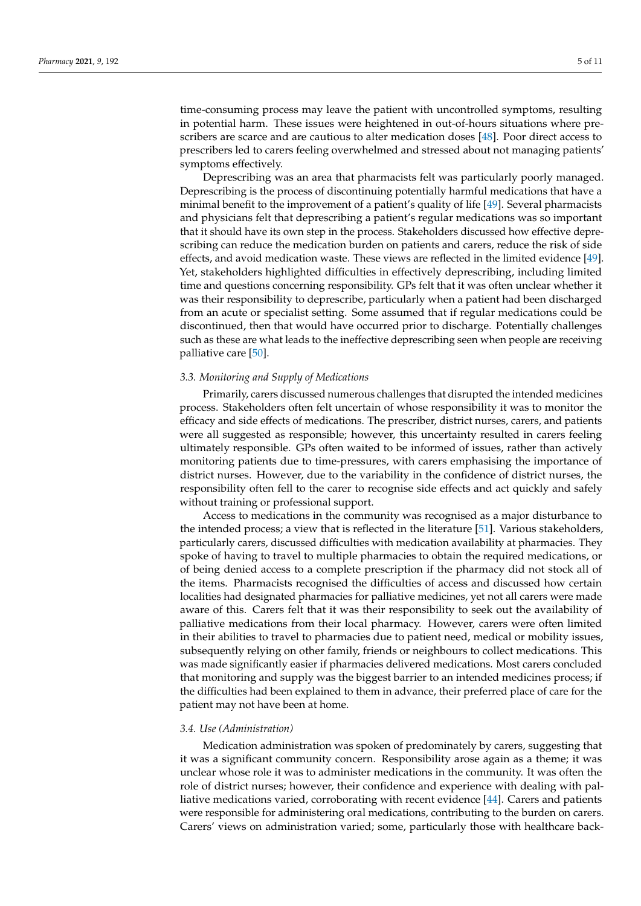time-consuming process may leave the patient with uncontrolled symptoms, resulting in potential harm. These issues were heightened in out-of-hours situations where prescribers are scarce and are cautious to alter medication doses [48]. Poor direct access to prescribers led to carers feeling overwhelmed and stressed about not managing patients' symptoms effectively.

Deprescribing was an area that pharmacists felt was particularly poorly managed. Deprescribing is the process of discontinuing potentially harmful medications that have a minimal benefit to the improvement of a patient's quality of life [49]. Several pharmacists and physicians felt that deprescribing a patient's regular medications was so important that it should have its own step in the process. Stakeholders discussed how effective deprescribing can reduce the medication burden on patients and carers, reduce the risk of side effects, and avoid medication waste. These views are reflected in the limited evidence [49]. Yet, stakeholders highlighted difficulties in effectively deprescribing, including limited time and questions concerning responsibility. GPs felt that it was often unclear whether it was their responsibility to deprescribe, particularly when a patient had been discharged from an acute or specialist setting. Some assumed that if regular medications could be discontinued, then that would have occurred prior to discharge. Potentially challenges such as these are what leads to the ineffective deprescribing seen when people are receiving palliative care [50].

### *3.3. Monitoring and Supply of Medications*

Primarily, carers discussed numerous challenges that disrupted the intended medicines process. Stakeholders often felt uncertain of whose responsibility it was to monitor the efficacy and side effects of medications. The prescriber, district nurses, carers, and patients were all suggested as responsible; however, this uncertainty resulted in carers feeling ultimately responsible. GPs often waited to be informed of issues, rather than actively monitoring patients due to time-pressures, with carers emphasising the importance of district nurses. However, due to the variability in the confidence of district nurses, the responsibility often fell to the carer to recognise side effects and act quickly and safely without training or professional support.

Access to medications in the community was recognised as a major disturbance to the intended process; a view that is reflected in the literature [51]. Various stakeholders, particularly carers, discussed difficulties with medication availability at pharmacies. They spoke of having to travel to multiple pharmacies to obtain the required medications, or of being denied access to a complete prescription if the pharmacy did not stock all of the items. Pharmacists recognised the difficulties of access and discussed how certain localities had designated pharmacies for palliative medicines, yet not all carers were made aware of this. Carers felt that it was their responsibility to seek out the availability of palliative medications from their local pharmacy. However, carers were often limited in their abilities to travel to pharmacies due to patient need, medical or mobility issues, subsequently relying on other family, friends or neighbours to collect medications. This was made significantly easier if pharmacies delivered medications. Most carers concluded that monitoring and supply was the biggest barrier to an intended medicines process; if the difficulties had been explained to them in advance, their preferred place of care for the patient may not have been at home.

### *3.4. Use (Administration)*

Medication administration was spoken of predominately by carers, suggesting that it was a significant community concern. Responsibility arose again as a theme; it was unclear whose role it was to administer medications in the community. It was often the role of district nurses; however, their confidence and experience with dealing with palliative medications varied, corroborating with recent evidence [44]. Carers and patients were responsible for administering oral medications, contributing to the burden on carers. Carers' views on administration varied; some, particularly those with healthcare back-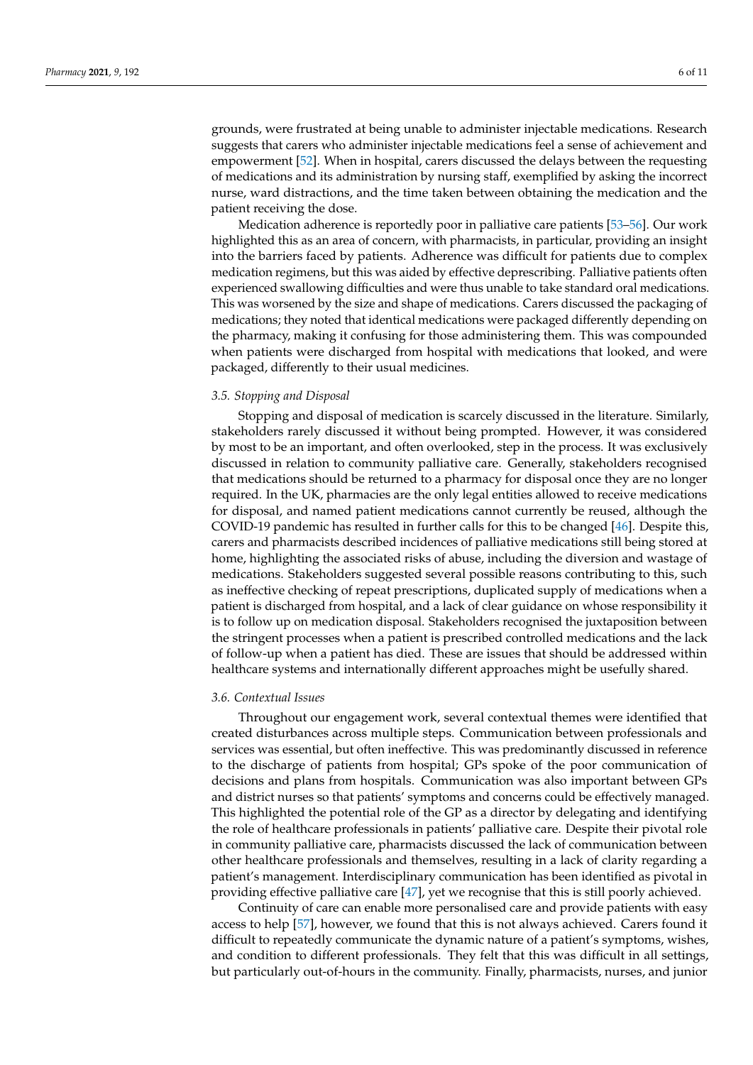grounds, were frustrated at being unable to administer injectable medications. Research suggests that carers who administer injectable medications feel a sense of achievement and empowerment [52]. When in hospital, carers discussed the delays between the requesting of medications and its administration by nursing staff, exemplified by asking the incorrect nurse, ward distractions, and the time taken between obtaining the medication and the patient receiving the dose.

Medication adherence is reportedly poor in palliative care patients [53–56]. Our work highlighted this as an area of concern, with pharmacists, in particular, providing an insight into the barriers faced by patients. Adherence was difficult for patients due to complex medication regimens, but this was aided by effective deprescribing. Palliative patients often experienced swallowing difficulties and were thus unable to take standard oral medications. This was worsened by the size and shape of medications. Carers discussed the packaging of medications; they noted that identical medications were packaged differently depending on the pharmacy, making it confusing for those administering them. This was compounded when patients were discharged from hospital with medications that looked, and were packaged, differently to their usual medicines.

### *3.5. Stopping and Disposal*

Stopping and disposal of medication is scarcely discussed in the literature. Similarly, stakeholders rarely discussed it without being prompted. However, it was considered by most to be an important, and often overlooked, step in the process. It was exclusively discussed in relation to community palliative care. Generally, stakeholders recognised that medications should be returned to a pharmacy for disposal once they are no longer required. In the UK, pharmacies are the only legal entities allowed to receive medications for disposal, and named patient medications cannot currently be reused, although the COVID-19 pandemic has resulted in further calls for this to be changed [46]. Despite this, carers and pharmacists described incidences of palliative medications still being stored at home, highlighting the associated risks of abuse, including the diversion and wastage of medications. Stakeholders suggested several possible reasons contributing to this, such as ineffective checking of repeat prescriptions, duplicated supply of medications when a patient is discharged from hospital, and a lack of clear guidance on whose responsibility it is to follow up on medication disposal. Stakeholders recognised the juxtaposition between the stringent processes when a patient is prescribed controlled medications and the lack of follow-up when a patient has died. These are issues that should be addressed within healthcare systems and internationally different approaches might be usefully shared.

### *3.6. Contextual Issues*

Throughout our engagement work, several contextual themes were identified that created disturbances across multiple steps. Communication between professionals and services was essential, but often ineffective. This was predominantly discussed in reference to the discharge of patients from hospital; GPs spoke of the poor communication of decisions and plans from hospitals. Communication was also important between GPs and district nurses so that patients' symptoms and concerns could be effectively managed. This highlighted the potential role of the GP as a director by delegating and identifying the role of healthcare professionals in patients' palliative care. Despite their pivotal role in community palliative care, pharmacists discussed the lack of communication between other healthcare professionals and themselves, resulting in a lack of clarity regarding a patient's management. Interdisciplinary communication has been identified as pivotal in providing effective palliative care [47], yet we recognise that this is still poorly achieved.

Continuity of care can enable more personalised care and provide patients with easy access to help [57], however, we found that this is not always achieved. Carers found it difficult to repeatedly communicate the dynamic nature of a patient's symptoms, wishes, and condition to different professionals. They felt that this was difficult in all settings, but particularly out-of-hours in the community. Finally, pharmacists, nurses, and junior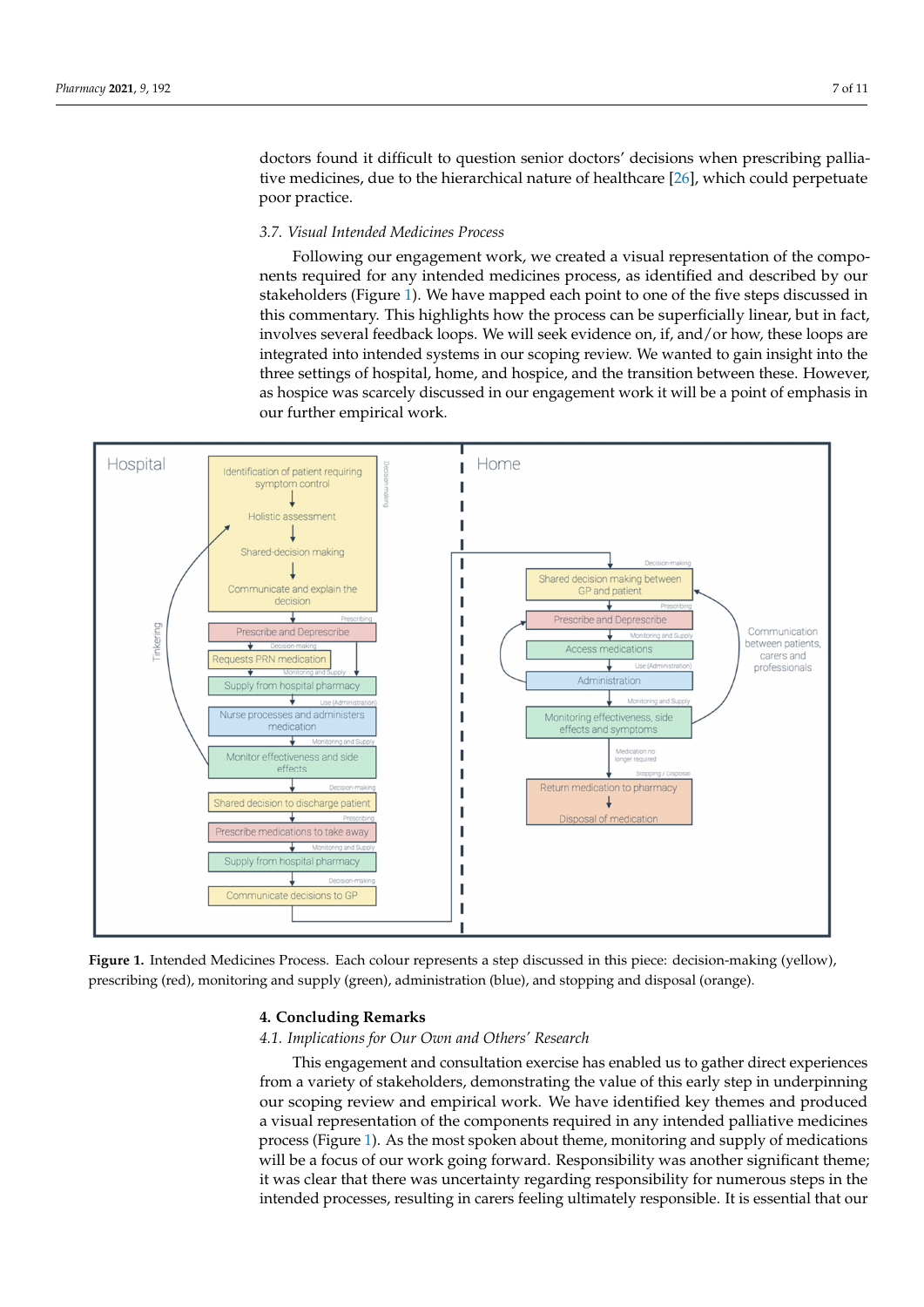doctors found it difficult to question senior doctors' decisions when prescribing palliative medicines, due to the hierarchical nature of healthcare [26], which could perpetuate poor practice.

### *3.7. Visual Intended Medicines Process*

Following our engagement work, we created a visual representation of the components required for any intended medicines process, as identified and described by our stakeholders (Figure 1). We have mapped each point to one of the five steps discussed in this commentary. This highlights how the process can be superficially linear, but in fact, involves several feedback loops. We will seek evidence on, if, and/or how, these loops are integrated into intended systems in our scoping review. We wanted to gain insight into the three settings of hospital, home, and hospice, and the transition between these. However, as hospice was scarcely discussed in our engagement work it will be a point of emphasis in our further empirical work.

**Figure 1.** Intended Medicines Process. Each colour represents a step discussed in this piece: decision-making (yellow), prescribing (red), monitoring and supply (green), administration (blue), and stopping and disposal (orange).

## 4. Concluding Remarks

### *4.1. Implications for Our Own and Others' Research*

This engagement and consultation exercise has enabled us to gather direct experiences from a variety of stakeholders, demonstrating the value of this early step in underpinning our scoping review and empirical work. We have identified key themes and produced a visual representation of the components required in any intended palliative medicines process (Figure 1). As the most spoken about theme, monitoring and supply of medications will be a focus of our work going forward. Responsibility was another significant theme; it was clear that there was uncertainty regarding responsibility for numerous steps in the intended processes, resulting in carers feeling ultimately responsible. It is essential that our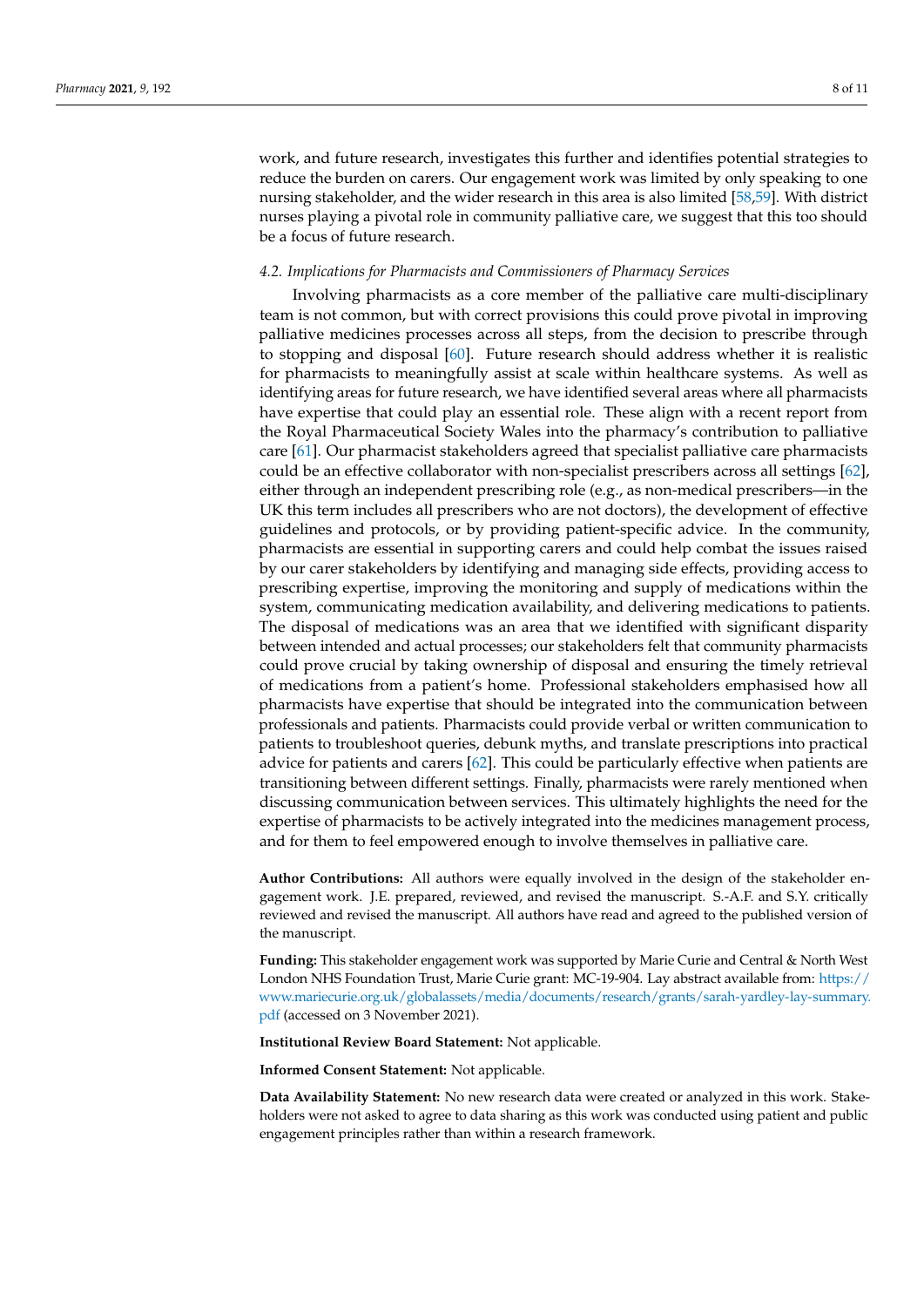work, and future research, investigates this further and identifies potential strategies to reduce the burden on carers. Our engagement work was limited by only speaking to one nursing stakeholder, and the wider research in this area is also limited [58,59]. With district nurses playing a pivotal role in community palliative care, we suggest that this too should be a focus of future research.

### *4.2. Implications for Pharmacists and Commissioners of Pharmacy Services*

Involving pharmacists as a core member of the palliative care multi-disciplinary team is not common, but with correct provisions this could prove pivotal in improving palliative medicines processes across all steps, from the decision to prescribe through to stopping and disposal [60]. Future research should address whether it is realistic for pharmacists to meaningfully assist at scale within healthcare systems. As well as identifying areas for future research, we have identified several areas where all pharmacists have expertise that could play an essential role. These align with a recent report from the Royal Pharmaceutical Society Wales into the pharmacy's contribution to palliative care [61]. Our pharmacist stakeholders agreed that specialist palliative care pharmacists could be an effective collaborator with non-specialist prescribers across all settings [62], either through an independent prescribing role (e.g., as non-medical prescribers—in the UK this term includes all prescribers who are not doctors), the development of effective guidelines and protocols, or by providing patient-specific advice. In the community, pharmacists are essential in supporting carers and could help combat the issues raised by our carer stakeholders by identifying and managing side effects, providing access to prescribing expertise, improving the monitoring and supply of medications within the system, communicating medication availability, and delivering medications to patients. The disposal of medications was an area that we identified with significant disparity between intended and actual processes; our stakeholders felt that community pharmacists could prove crucial by taking ownership of disposal and ensuring the timely retrieval of medications from a patient's home. Professional stakeholders emphasised how all pharmacists have expertise that should be integrated into the communication between professionals and patients. Pharmacists could provide verbal or written communication to patients to troubleshoot queries, debunk myths, and translate prescriptions into practical advice for patients and carers [62]. This could be particularly effective when patients are transitioning between different settings. Finally, pharmacists were rarely mentioned when discussing communication between services. This ultimately highlights the need for the expertise of pharmacists to be actively integrated into the medicines management process, and for them to feel empowered enough to involve themselves in palliative care.

**Author Contributions:** All authors were equally involved in the design of the stakeholder engagement work. J.E. prepared, reviewed, and revised the manuscript. S.-A.F. and S.Y. critically reviewed and revised the manuscript. All authors have read and agreed to the published version of the manuscript.

**Funding:** This stakeholder engagement work was supported by Marie Curie and Central & North West London NHS Foundation Trust, Marie Curie grant: MC-19-904. Lay abstract available from: https://www.mariecurie.org.uk/globalassets/media/documents/research/grants/sarah-yardley-lay-summary.pdf (accessed on 3 November 2021).

**Institutional Review Board Statement:** Not applicable.

**Informed Consent Statement:** Not applicable.

**Data Availability Statement:** No new research data were created or analyzed in this work. Stakeholders were not asked to agree to data sharing as this work was conducted using patient and public engagement principles rather than within a research framework.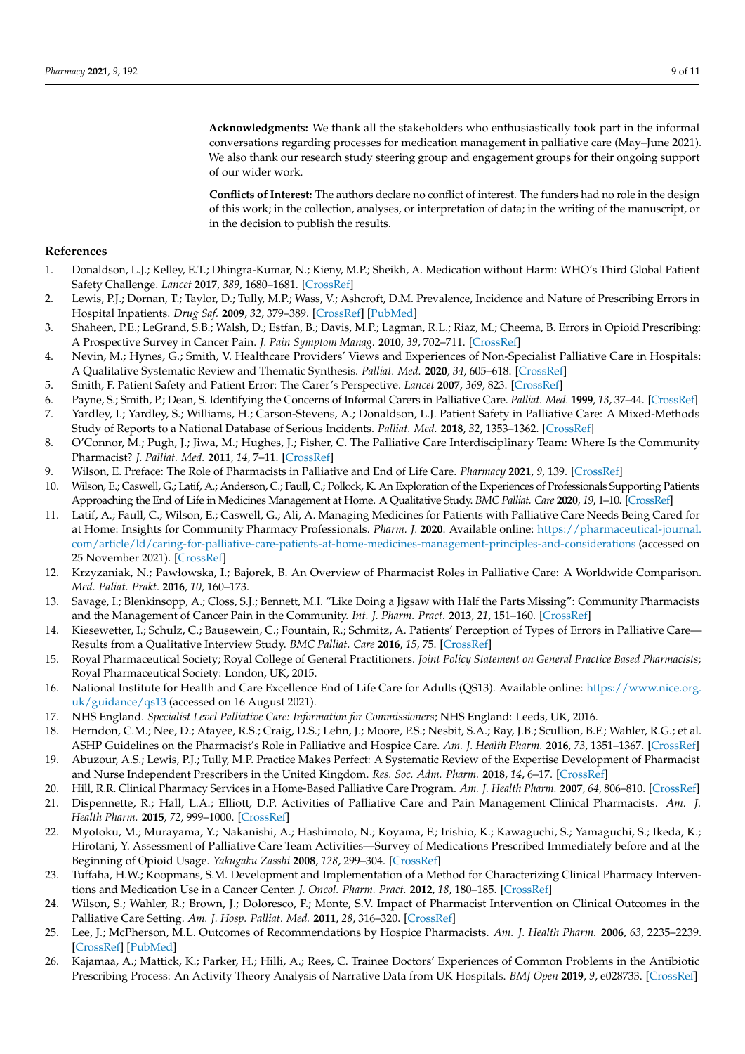**Acknowledgments:** We thank all the stakeholders who enthusiastically took part in the informal conversations regarding processes for medication management in palliative care (May–June 2021). We also thank our research study steering group and engagement groups for their ongoing support of our wider work.

**Conflicts of Interest:** The authors declare no conflict of interest. The funders had no role in the design of this work; in the collection, analyses, or interpretation of data; in the writing of the manuscript, or in the decision to publish the results.

## References

1. Donaldson, L.J.; Kelley, E.T.; Dhingra-Kumar, N.; Kieny, M.P.; Sheikh, A. Medication without Harm: WHO's Third Global Patient Safety Challenge. *Lancet* **2017**, *389*, 1680–1681. [CrossRef]
2. Lewis, P.J.; Dornan, T.; Taylor, D.; Tully, M.P.; Wass, V.; Ashcroft, D.M. Prevalence, Incidence and Nature of Prescribing Errors in Hospital Inpatients. *Drug Saf.* **2009**, *32*, 379–389. [CrossRef] [PubMed]
3. Shaheen, P.E.; LeGrand, S.B.; Walsh, D.; Estfan, B.; Davis, M.P.; Lagman, R.L.; Riaz, M.; Cheema, B. Errors in Opioid Prescribing: A Prospective Survey in Cancer Pain. *J. Pain Symptom Manag.* **2010**, *39*, 702–711. [CrossRef]
4. Nevin, M.; Hynes, G.; Smith, V. Healthcare Providers' Views and Experiences of Non-Specialist Palliative Care in Hospitals: A Qualitative Systematic Review and Thematic Synthesis. *Palliat. Med.* **2020**, *34*, 605–618. [CrossRef]
5. Smith, F. Patient Safety and Patient Error: The Carer's Perspective. *Lancet* **2007**, *369*, 823. [CrossRef]
6. Payne, S.; Smith, P.; Dean, S. Identifying the Concerns of Informal Carers in Palliative Care. *Palliat. Med.* **1999**, *13*, 37–44. [CrossRef]
7. Yardley, I.; Yardley, S.; Williams, H.; Carson-Stevens, A.; Donaldson, L.J. Patient Safety in Palliative Care: A Mixed-Methods Study of Reports to a National Database of Serious Incidents. *Palliat. Med.* **2018**, *32*, 1353–1362. [CrossRef]
8. O'Connor, M.; Pugh, J.; Jiwa, M.; Hughes, J.; Fisher, C. The Palliative Care Interdisciplinary Team: Where Is the Community Pharmacist? *J. Palliat. Med.* **2011**, *14*, 7–11. [CrossRef]
9. Wilson, E. Preface: The Role of Pharmacists in Palliative and End of Life Care. *Pharmacy* **2021**, *9*, 139. [CrossRef]
10. Wilson, E.; Caswell, G.; Latif, A.; Anderson, C.; Faull, C.; Pollock, K. An Exploration of the Experiences of Professionals Supporting Patients Approaching the End of Life in Medicines Management at Home. A Qualitative Study. *BMC Palliat. Care* **2020**, *19*, 1–10. [CrossRef]
11. Latif, A.; Faull, C.; Wilson, E.; Caswell, G.; Ali, A. Managing Medicines for Patients with Palliative Care Needs Being Cared for at Home: Insights for Community Pharmacy Professionals. *Pharm. J.* **2020**. Available online: https://pharmaceutical-journal.com/article/ld/caring-for-palliative-care-patients-at-home-medicines-management-principles-and-considerations (accessed on 25 November 2021). [CrossRef]
12. Krzyzaniak, N.; Pawłowska, I.; Bajorek, B. An Overview of Pharmacist Roles in Palliative Care: A Worldwide Comparison. *Med. Paliat. Prakt.* **2016**, *10*, 160–173.
13. Savage, I.; Blenkinsopp, A.; Closs, S.J.; Bennett, M.I. "Like Doing a Jigsaw with Half the Parts Missing": Community Pharmacists and the Management of Cancer Pain in the Community. *Int. J. Pharm. Pract.* **2013**, *21*, 151–160. [CrossRef]
14. Kiesewetter, I.; Schulz, C.; Bausewein, C.; Fountain, R.; Schmitz, A. Patients' Perception of Types of Errors in Palliative Care—Results from a Qualitative Interview Study. *BMC Palliat. Care* **2016**, *15*, 75. [CrossRef]
15. Royal Pharmaceutical Society; Royal College of General Practitioners. *Joint Policy Statement on General Practice Based Pharmacists*; Royal Pharmaceutical Society: London, UK, 2015.
16. National Institute for Health and Care Excellence End of Life Care for Adults (QS13). Available online: https://www.nice.org.uk/guidance/qs13 (accessed on 16 August 2021).
17. NHS England. *Specialist Level Palliative Care: Information for Commissioners*; NHS England: Leeds, UK, 2016.
18. Herndon, C.M.; Nee, D.; Atayee, R.S.; Craig, D.S.; Lehn, J.; Moore, P.S.; Nesbit, S.A.; Ray, J.B.; Scullion, B.F.; Wahler, R.G.; et al. ASHP Guidelines on the Pharmacist's Role in Palliative and Hospice Care. *Am. J. Health Pharm.* **2016**, *73*, 1351–1367. [CrossRef]
19. Abuzour, A.S.; Lewis, P.J.; Tully, M.P. Practice Makes Perfect: A Systematic Review of the Expertise Development of Pharmacist and Nurse Independent Prescribers in the United Kingdom. *Res. Soc. Adm. Pharm.* **2018**, *14*, 6–17. [CrossRef]
20. Hill, R.R. Clinical Pharmacy Services in a Home-Based Palliative Care Program. *Am. J. Health Pharm.* **2007**, *64*, 806–810. [CrossRef]
21. Dispennette, R.; Hall, L.A.; Elliott, D.P. Activities of Palliative Care and Pain Management Clinical Pharmacists. *Am. J. Health Pharm.* **2015**, *72*, 999–1000. [CrossRef]
22. Myotoku, M.; Murayama, Y.; Nakanishi, A.; Hashimoto, N.; Koyama, F.; Irishio, K.; Kawaguchi, S.; Yamaguchi, S.; Ikeda, K.; Hirotani, Y. Assessment of Palliative Care Team Activities—Survey of Medications Prescribed Immediately before and at the Beginning of Opioid Usage. *Yakugaku Zasshi* **2008**, *128*, 299–304. [CrossRef]
23. Tuffaha, H.W.; Koopmans, S.M. Development and Implementation of a Method for Characterizing Clinical Pharmacy Interventions and Medication Use in a Cancer Center. *J. Oncol. Pharm. Pract.* **2012**, *18*, 180–185. [CrossRef]
24. Wilson, S.; Wahler, R.; Brown, J.; Doloresco, F.; Monte, S.V. Impact of Pharmacist Intervention on Clinical Outcomes in the Palliative Care Setting. *Am. J. Hosp. Palliat. Med.* **2011**, *28*, 316–320. [CrossRef]
25. Lee, J.; McPherson, M.L. Outcomes of Recommendations by Hospice Pharmacists. *Am. J. Health Pharm.* **2006**, *63*, 2235–2239. [CrossRef] [PubMed]
26. Kajamaa, A.; Mattick, K.; Parker, H.; Hilli, A.; Rees, C. Trainee Doctors' Experiences of Common Problems in the Antibiotic Prescribing Process: An Activity Theory Analysis of Narrative Data from UK Hospitals. *BMJ Open* **2019**, *9*, e028733. [CrossRef]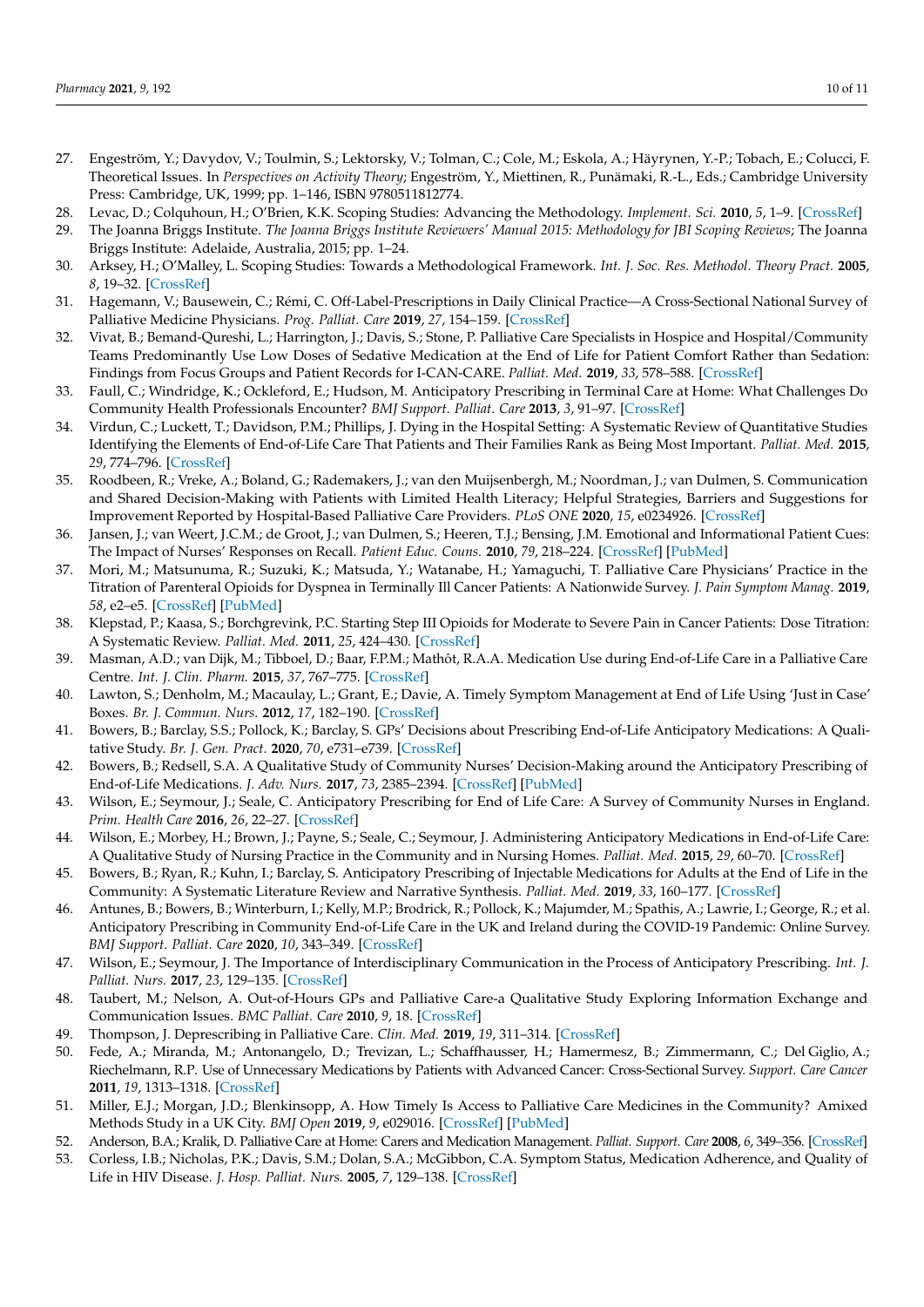27. Engeström, Y.; Davydov, V.; Toulmin, S.; Lektorsky, V.; Tolman, C.; Cole, M.; Eskola, A.; Häyrynen, Y.-P.; Tobach, E.; Colucci, F. Theoretical Issues. In *Perspectives on Activity Theory*; Engeström, Y., Miettinen, R., Punämaki, R.-L., Eds.; Cambridge University Press: Cambridge, UK, 1999; pp. 1–146, ISBN 9780511812774.
28. Levac, D.; Colquhoun, H.; O'Brien, K.K. Scoping Studies: Advancing the Methodology. *Implement. Sci.* **2010**, *5*, 1–9. [CrossRef]
29. The Joanna Briggs Institute. *The Joanna Briggs Institute Reviewers' Manual 2015: Methodology for JBI Scoping Reviews*; The Joanna Briggs Institute: Adelaide, Australia, 2015; pp. 1–24.
30. Arksey, H.; O'Malley, L. Scoping Studies: Towards a Methodological Framework. *Int. J. Soc. Res. Methodol. Theory Pract.* **2005**, *8*, 19–32. [CrossRef]
31. Hagemann, V.; Bausewein, C.; Rémi, C. Off-Label-Prescriptions in Daily Clinical Practice—A Cross-Sectional National Survey of Palliative Medicine Physicians. *Prog. Palliat. Care* **2019**, *27*, 154–159. [CrossRef]
32. Vivat, B.; Bemand-Qureshi, L.; Harrington, J.; Davis, S.; Stone, P. Palliative Care Specialists in Hospice and Hospital/Community Teams Predominantly Use Low Doses of Sedative Medication at the End of Life for Patient Comfort Rather than Sedation: Findings from Focus Groups and Patient Records for I-CAN-CARE. *Palliat. Med.* **2019**, *33*, 578–588. [CrossRef]
33. Faull, C.; Windridge, K.; Ockleford, E.; Hudson, M. Anticipatory Prescribing in Terminal Care at Home: What Challenges Do Community Health Professionals Encounter? *BMJ Support. Palliat. Care* **2013**, *3*, 91–97. [CrossRef]
34. Virdun, C.; Luckett, T.; Davidson, P.M.; Phillips, J. Dying in the Hospital Setting: A Systematic Review of Quantitative Studies Identifying the Elements of End-of-Life Care That Patients and Their Families Rank as Being Most Important. *Palliat. Med.* **2015**, *29*, 774–796. [CrossRef]
35. Roodbeen, R.; Vreke, A.; Boland, G.; Rademakers, J.; van den Muijsenbergh, M.; Noordman, J.; van Dulmen, S. Communication and Shared Decision-Making with Patients with Limited Health Literacy; Helpful Strategies, Barriers and Suggestions for Improvement Reported by Hospital-Based Palliative Care Providers. *PLoS ONE* **2020**, *15*, e0234926. [CrossRef]
36. Jansen, J.; van Weert, J.C.M.; de Groot, J.; van Dulmen, S.; Heeren, T.J.; Bensing, J.M. Emotional and Informational Patient Cues: The Impact of Nurses' Responses on Recall. *Patient Educ. Couns.* **2010**, *79*, 218–224. [CrossRef] [PubMed]
37. Mori, M.; Matsunuma, R.; Suzuki, K.; Matsuda, Y.; Watanabe, H.; Yamaguchi, T. Palliative Care Physicians' Practice in the Titration of Parenteral Opioids for Dyspnea in Terminally Ill Cancer Patients: A Nationwide Survey. *J. Pain Symptom Manag.* **2019**, *58*, e2–e5. [CrossRef] [PubMed]
38. Klepstad, P.; Kaasa, S.; Borchgrevink, P.C. Starting Step III Opioids for Moderate to Severe Pain in Cancer Patients: Dose Titration: A Systematic Review. *Palliat. Med.* **2011**, *25*, 424–430. [CrossRef]
39. Masman, A.D.; van Dijk, M.; Tibboel, D.; Baar, F.P.M.; Mathôt, R.A.A. Medication Use during End-of-Life Care in a Palliative Care Centre. *Int. J. Clin. Pharm.* **2015**, *37*, 767–775. [CrossRef]
40. Lawton, S.; Denholm, M.; Macaulay, L.; Grant, E.; Davie, A. Timely Symptom Management at End of Life Using 'Just in Case' Boxes. *Br. J. Commun. Nurs.* **2012**, *17*, 182–190. [CrossRef]
41. Bowers, B.; Barclay, S.S.; Pollock, K.; Barclay, S. GPs' Decisions about Prescribing End-of-Life Anticipatory Medications: A Qualitative Study. *Br. J. Gen. Pract.* **2020**, *70*, e731–e739. [CrossRef]
42. Bowers, B.; Redsell, S.A. A Qualitative Study of Community Nurses' Decision-Making around the Anticipatory Prescribing of End-of-Life Medications. *J. Adv. Nurs.* **2017**, *73*, 2385–2394. [CrossRef] [PubMed]
43. Wilson, E.; Seymour, J.; Seale, C. Anticipatory Prescribing for End of Life Care: A Survey of Community Nurses in England. *Prim. Health Care* **2016**, *26*, 22–27. [CrossRef]
44. Wilson, E.; Morbey, H.; Brown, J.; Payne, S.; Seale, C.; Seymour, J. Administering Anticipatory Medications in End-of-Life Care: A Qualitative Study of Nursing Practice in the Community and in Nursing Homes. *Palliat. Med.* **2015**, *29*, 60–70. [CrossRef]
45. Bowers, B.; Ryan, R.; Kuhn, I.; Barclay, S. Anticipatory Prescribing of Injectable Medications for Adults at the End of Life in the Community: A Systematic Literature Review and Narrative Synthesis. *Palliat. Med.* **2019**, *33*, 160–177. [CrossRef]
46. Antunes, B.; Bowers, B.; Winterburn, I.; Kelly, M.P.; Brodrick, R.; Pollock, K.; Majumder, M.; Spathis, A.; Lawrie, I.; George, R.; et al. Anticipatory Prescribing in Community End-of-Life Care in the UK and Ireland during the COVID-19 Pandemic: Online Survey. *BMJ Support. Palliat. Care* **2020**, *10*, 343–349. [CrossRef]
47. Wilson, E.; Seymour, J. The Importance of Interdisciplinary Communication in the Process of Anticipatory Prescribing. *Int. J. Palliat. Nurs.* **2017**, *23*, 129–135. [CrossRef]
48. Taubert, M.; Nelson, A. Out-of-Hours GPs and Palliative Care-a Qualitative Study Exploring Information Exchange and Communication Issues. *BMC Palliat. Care* **2010**, *9*, 18. [CrossRef]
49. Thompson, J. Deprescribing in Palliative Care. *Clin. Med.* **2019**, *19*, 311–314. [CrossRef]
50. Fede, A.; Miranda, M.; Antonangelo, D.; Trevizan, L.; Schaffhausser, H.; Hamermesz, B.; Zimmermann, C.; Del Giglio, A.; Riechelmann, R.P. Use of Unnecessary Medications by Patients with Advanced Cancer: Cross-Sectional Survey. *Support. Care Cancer* **2011**, *19*, 1313–1318. [CrossRef]
51. Miller, E.J.; Morgan, J.D.; Blenkinsopp, A. How Timely Is Access to Palliative Care Medicines in the Community? Amixed Methods Study in a UK City. *BMJ Open* **2019**, *9*, e029016. [CrossRef] [PubMed]
52. Anderson, B.A.; Kralik, D. Palliative Care at Home: Carers and Medication Management. *Palliat. Support. Care* **2008**, *6*, 349–356. [CrossRef]
53. Corless, I.B.; Nicholas, P.K.; Davis, S.M.; Dolan, S.A.; McGibbon, C.A. Symptom Status, Medication Adherence, and Quality of Life in HIV Disease. *J. Hosp. Palliat. Nurs.* **2005**, *7*, 129–138. [CrossRef]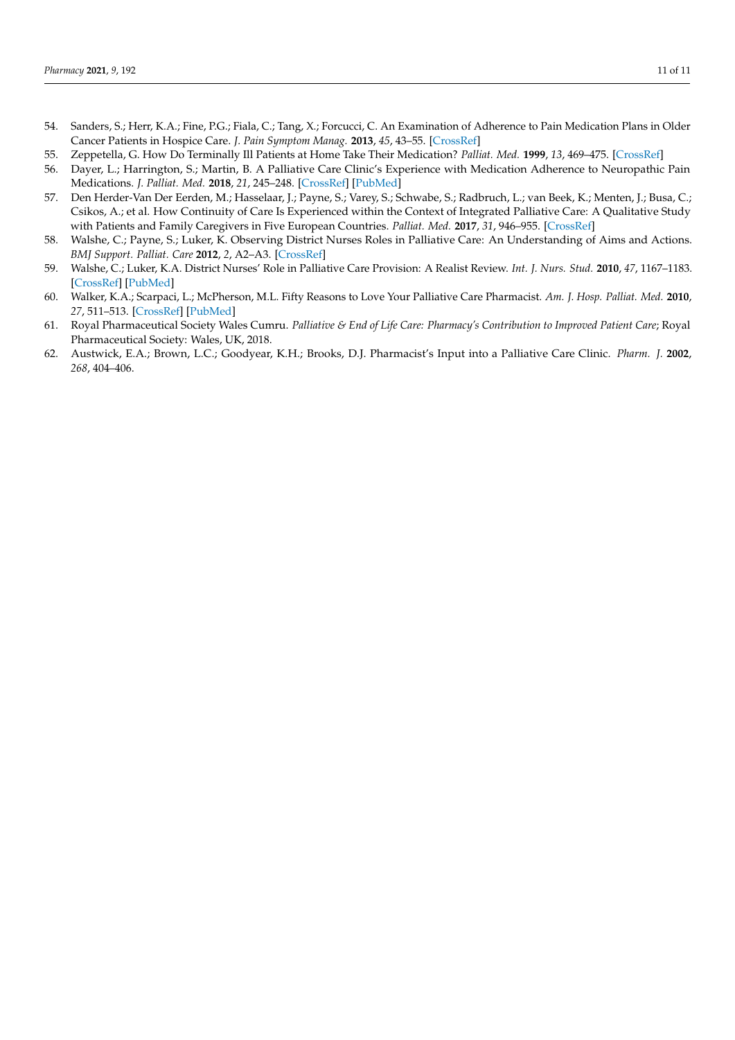54. Sanders, S.; Herr, K.A.; Fine, P.G.; Fiala, C.; Tang, X.; Forcucci, C. An Examination of Adherence to Pain Medication Plans in Older Cancer Patients in Hospice Care. *J. Pain Symptom Manag.* **2013**, *45*, 43–55. [CrossRef]
55. Zeppetella, G. How Do Terminally Ill Patients at Home Take Their Medication? *Palliat. Med.* **1999**, *13*, 469–475. [CrossRef]
56. Dayer, L.; Harrington, S.; Martin, B. A Palliative Care Clinic's Experience with Medication Adherence to Neuropathic Pain Medications. *J. Palliat. Med.* **2018**, *21*, 245–248. [CrossRef] [PubMed]
57. Den Herder-Van Der Eerden, M.; Hasselaar, J.; Payne, S.; Varey, S.; Schwabe, S.; Radbruch, L.; van Beek, K.; Menten, J.; Busa, C.; Csikos, A.; et al. How Continuity of Care Is Experienced within the Context of Integrated Palliative Care: A Qualitative Study with Patients and Family Caregivers in Five European Countries. *Palliat. Med.* **2017**, *31*, 946–955. [CrossRef]
58. Walshe, C.; Payne, S.; Luker, K. Observing District Nurses Roles in Palliative Care: An Understanding of Aims and Actions. *BMJ Support. Palliat. Care* **2012**, *2*, A2–A3. [CrossRef]
59. Walshe, C.; Luker, K.A. District Nurses' Role in Palliative Care Provision: A Realist Review. *Int. J. Nurs. Stud.* **2010**, *47*, 1167–1183. [CrossRef] [PubMed]
60. Walker, K.A.; Scarpaci, L.; McPherson, M.L. Fifty Reasons to Love Your Palliative Care Pharmacist. *Am. J. Hosp. Palliat. Med.* **2010**, *27*, 511–513. [CrossRef] [PubMed]
61. Royal Pharmaceutical Society Wales Cumru. *Palliative & End of Life Care: Pharmacy's Contribution to Improved Patient Care*; Royal Pharmaceutical Society: Wales, UK, 2018.
62. Austwick, E.A.; Brown, L.C.; Goodyear, K.H.; Brooks, D.J. Pharmacist's Input into a Palliative Care Clinic. *Pharm. J.* **2002**, *268*, 404–406.